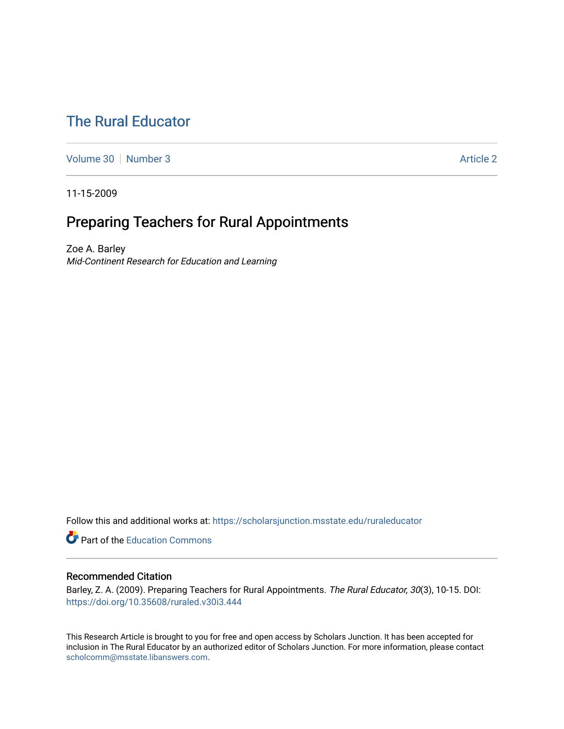# The Rural Educator

Volume 30 | Number 3 — Article 2

11-15-2009

## Preparing Teachers for Rural Appointments

Zoe A. Barley
*Mid-Continent Research for Education and Learning*

Follow this and additional works at: https://scholarsjunction.msstate.edu/ruraleducator

Part of the Education Commons

### Recommended Citation

Barley, Z. A. (2009). Preparing Teachers for Rural Appointments. *The Rural Educator, 30*(3), 10-15. DOI: https://doi.org/10.35608/ruraled.v30i3.444

This Research Article is brought to you for free and open access by Scholars Junction. It has been accepted for inclusion in The Rural Educator by an authorized editor of Scholars Junction. For more information, please contact scholcomm@msstate.libanswers.com.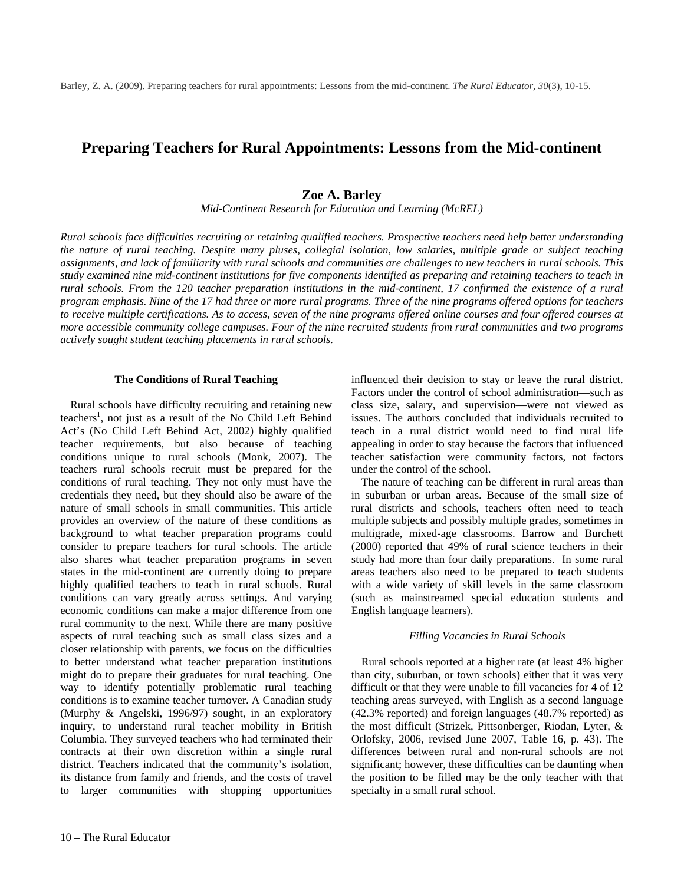Barley, Z. A. (2009). Preparing teachers for rural appointments: Lessons from the mid-continent. *The Rural Educator*, *30*(3), 10-15.

# Preparing Teachers for Rural Appointments: Lessons from the Mid-continent

**Zoe A. Barley**

*Mid-Continent Research for Education and Learning (McREL)*

*Rural schools face difficulties recruiting or retaining qualified teachers. Prospective teachers need help better understanding the nature of rural teaching. Despite many pluses, collegial isolation, low salaries, multiple grade or subject teaching assignments, and lack of familiarity with rural schools and communities are challenges to new teachers in rural schools. This study examined nine mid-continent institutions for five components identified as preparing and retaining teachers to teach in rural schools. From the 120 teacher preparation institutions in the mid-continent, 17 confirmed the existence of a rural program emphasis. Nine of the 17 had three or more rural programs. Three of the nine programs offered options for teachers to receive multiple certifications. As to access, seven of the nine programs offered online courses and four offered courses at more accessible community college campuses. Four of the nine recruited students from rural communities and two programs actively sought student teaching placements in rural schools.*

## The Conditions of Rural Teaching

Rural schools have difficulty recruiting and retaining new teachers[1], not just as a result of the No Child Left Behind Act's (No Child Left Behind Act, 2002) highly qualified teacher requirements, but also because of teaching conditions unique to rural schools (Monk, 2007). The teachers rural schools recruit must be prepared for the conditions of rural teaching. They not only must have the credentials they need, but they should also be aware of the nature of small schools in small communities. This article provides an overview of the nature of these conditions as background to what teacher preparation programs could consider to prepare teachers for rural schools. The article also shares what teacher preparation programs in seven states in the mid-continent are currently doing to prepare highly qualified teachers to teach in rural schools. Rural conditions can vary greatly across settings. And varying economic conditions can make a major difference from one rural community to the next. While there are many positive aspects of rural teaching such as small class sizes and a closer relationship with parents, we focus on the difficulties to better understand what teacher preparation institutions might do to prepare their graduates for rural teaching. One way to identify potentially problematic rural teaching conditions is to examine teacher turnover. A Canadian study (Murphy & Angelski, 1996/97) sought, in an exploratory inquiry, to understand rural teacher mobility in British Columbia. They surveyed teachers who had terminated their contracts at their own discretion within a single rural district. Teachers indicated that the community's isolation, its distance from family and friends, and the costs of travel to larger communities with shopping opportunities influenced their decision to stay or leave the rural district. Factors under the control of school administration—such as class size, salary, and supervision—were not viewed as issues. The authors concluded that individuals recruited to teach in a rural district would need to find rural life appealing in order to stay because the factors that influenced teacher satisfaction were community factors, not factors under the control of the school.

The nature of teaching can be different in rural areas than in suburban or urban areas. Because of the small size of rural districts and schools, teachers often need to teach multiple subjects and possibly multiple grades, sometimes in multigrade, mixed-age classrooms. Barrow and Burchett (2000) reported that 49% of rural science teachers in their study had more than four daily preparations. In some rural areas teachers also need to be prepared to teach students with a wide variety of skill levels in the same classroom (such as mainstreamed special education students and English language learners).

### *Filling Vacancies in Rural Schools*

Rural schools reported at a higher rate (at least 4% higher than city, suburban, or town schools) either that it was very difficult or that they were unable to fill vacancies for 4 of 12 teaching areas surveyed, with English as a second language (42.3% reported) and foreign languages (48.7% reported) as the most difficult (Strizek, Pittsonberger, Riodan, Lyter, & Orlofsky, 2006, revised June 2007, Table 16, p. 43). The differences between rural and non-rural schools are not significant; however, these difficulties can be daunting when the position to be filled may be the only teacher with that specialty in a small rural school.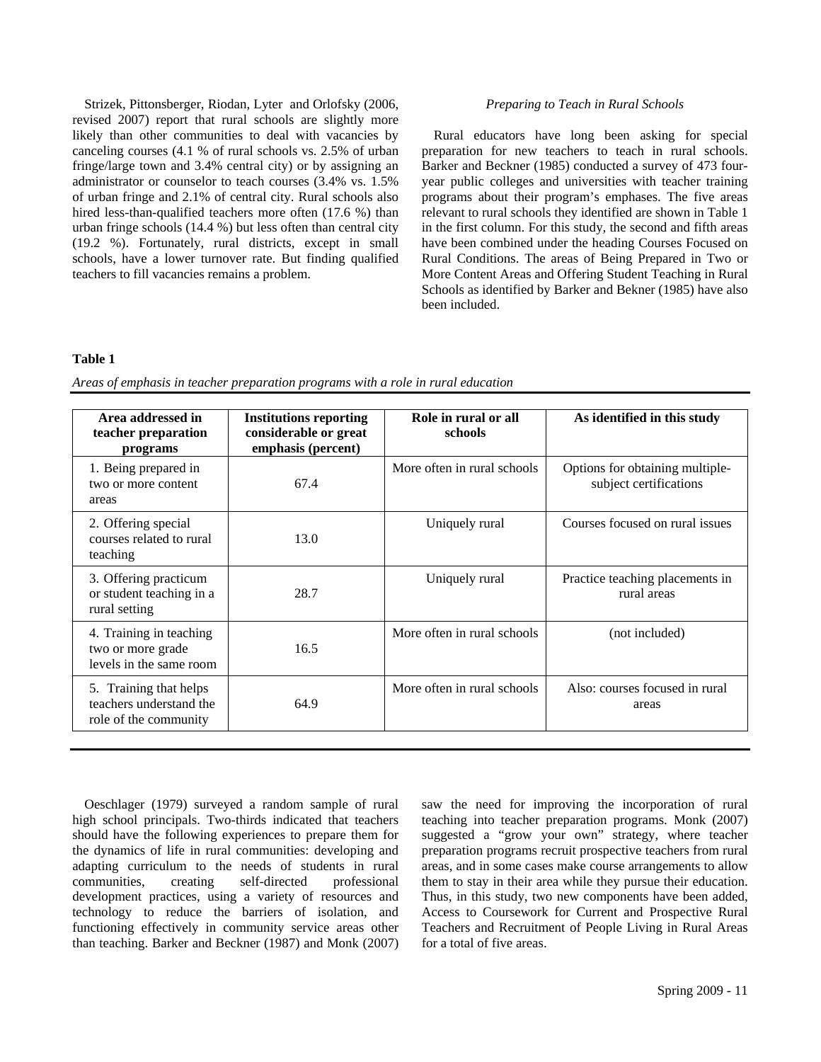Strizek, Pittonsberger, Riodan, Lyter and Orlofsky (2006, revised 2007) report that rural schools are slightly more likely than other communities to deal with vacancies by canceling courses (4.1 % of rural schools vs. 2.5% of urban fringe/large town and 3.4% central city) or by assigning an administrator or counselor to teach courses (3.4% vs. 1.5% of urban fringe and 2.1% of central city. Rural schools also hired less-than-qualified teachers more often (17.6 %) than urban fringe schools (14.4 %) but less often than central city (19.2 %). Fortunately, rural districts, except in small schools, have a lower turnover rate. But finding qualified teachers to fill vacancies remains a problem.

### *Preparing to Teach in Rural Schools*

Rural educators have long been asking for special preparation for new teachers to teach in rural schools. Barker and Beckner (1985) conducted a survey of 473 four-year public colleges and universities with teacher training programs about their program's emphases. The five areas relevant to rural schools they identified are shown in Table 1 in the first column. For this study, the second and fifth areas have been combined under the heading Courses Focused on Rural Conditions. The areas of Being Prepared in Two or More Content Areas and Offering Student Teaching in Rural Schools as identified by Barker and Bekner (1985) have also been included.

**Table 1**

*Areas of emphasis in teacher preparation programs with a role in rural education*

| Area addressed in teacher preparation programs | Institutions reporting considerable or great emphasis (percent) | Role in rural or all schools | As identified in this study |
|---|---|---|---|
| 1. Being prepared in two or more content areas | 67.4 | More often in rural schools | Options for obtaining multiple-subject certifications |
| 2. Offering special courses related to rural teaching | 13.0 | Uniquely rural | Courses focused on rural issues |
| 3. Offering practicum or student teaching in a rural setting | 28.7 | Uniquely rural | Practice teaching placements in rural areas |
| 4. Training in teaching two or more grade levels in the same room | 16.5 | More often in rural schools | (not included) |
| 5. Training that helps teachers understand the role of the community | 64.9 | More often in rural schools | Also: courses focused in rural areas |

Oeschlager (1979) surveyed a random sample of rural high school principals. Two-thirds indicated that teachers should have the following experiences to prepare them for the dynamics of life in rural communities: developing and adapting curriculum to the needs of students in rural communities, creating self-directed professional development practices, using a variety of resources and technology to reduce the barriers of isolation, and functioning effectively in community service areas other than teaching. Barker and Beckner (1987) and Monk (2007) saw the need for improving the incorporation of rural teaching into teacher preparation programs. Monk (2007) suggested a "grow your own" strategy, where teacher preparation programs recruit prospective teachers from rural areas, and in some cases make course arrangements to allow them to stay in their area while they pursue their education. Thus, in this study, two new components have been added, Access to Coursework for Current and Prospective Rural Teachers and Recruitment of People Living in Rural Areas for a total of five areas.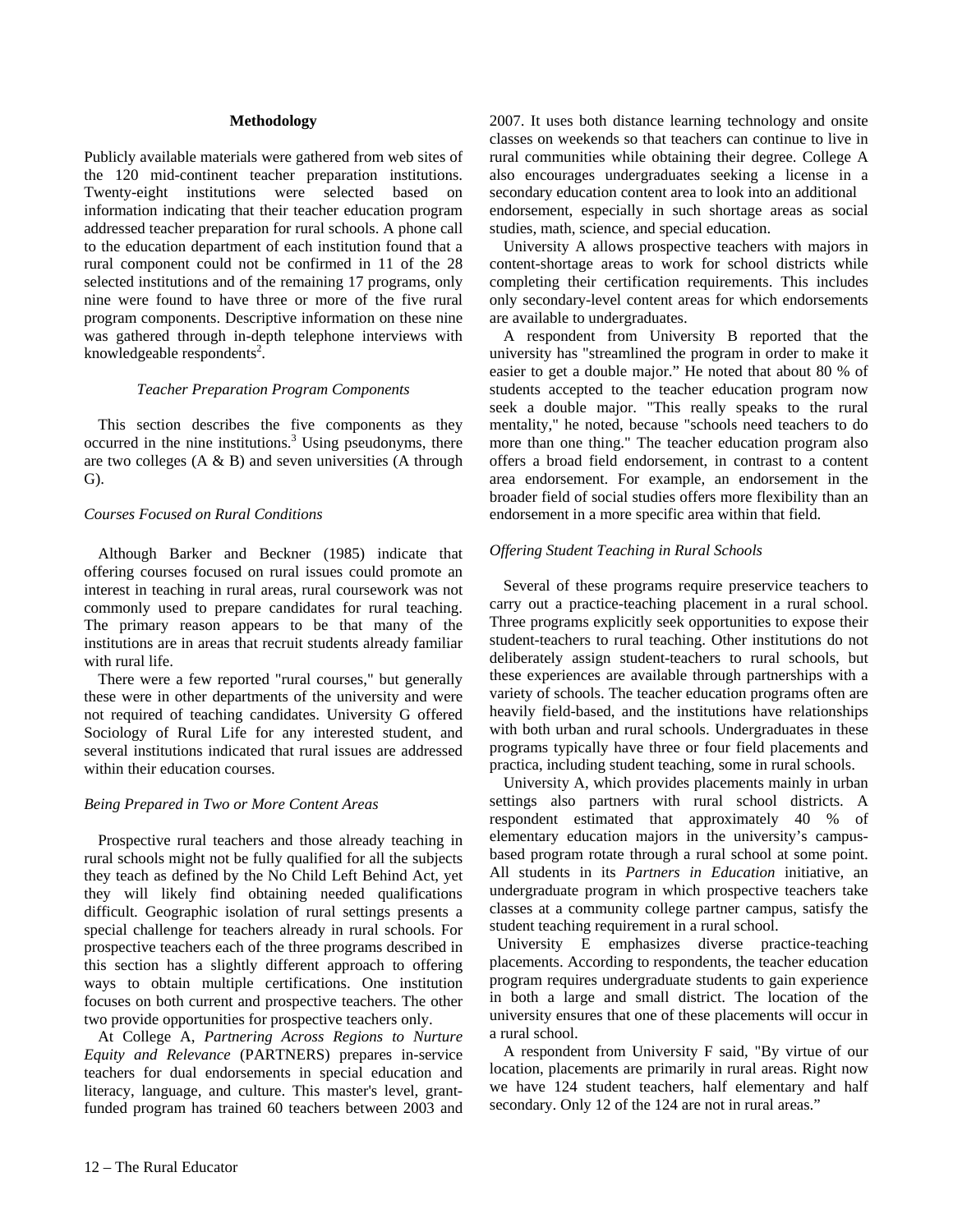## Methodology

Publicly available materials were gathered from web sites of the 120 mid-continent teacher preparation institutions. Twenty-eight institutions were selected based on information indicating that their teacher education program addressed teacher preparation for rural schools. A phone call to the education department of each institution found that a rural component could not be confirmed in 11 of the 28 selected institutions and of the remaining 17 programs, only nine were found to have three or more of the five rural program components. Descriptive information on these nine was gathered through in-depth telephone interviews with knowledgeable respondents[2].

### *Teacher Preparation Program Components*

This section describes the five components as they occurred in the nine institutions.[3] Using pseudonyms, there are two colleges (A & B) and seven universities (A through G).

#### *Courses Focused on Rural Conditions*

Although Barker and Beckner (1985) indicate that offering courses focused on rural issues could promote an interest in teaching in rural areas, rural coursework was not commonly used to prepare candidates for rural teaching. The primary reason appears to be that many of the institutions are in areas that recruit students already familiar with rural life.

There were a few reported "rural courses," but generally these were in other departments of the university and were not required of teaching candidates. University G offered Sociology of Rural Life for any interested student, and several institutions indicated that rural issues are addressed within their education courses.

#### *Being Prepared in Two or More Content Areas*

Prospective rural teachers and those already teaching in rural schools might not be fully qualified for all the subjects they teach as defined by the No Child Left Behind Act, yet they will likely find obtaining needed qualifications difficult. Geographic isolation of rural settings presents a special challenge for teachers already in rural schools. For prospective teachers each of the three programs described in this section has a slightly different approach to offering ways to obtain multiple certifications. One institution focuses on both current and prospective teachers. The other two provide opportunities for prospective teachers only.

At College A, *Partnering Across Regions to Nurture Equity and Relevance* (PARTNERS) prepares in-service teachers for dual endorsements in special education and literacy, language, and culture. This master's level, grant-funded program has trained 60 teachers between 2003 and 2007. It uses both distance learning technology and onsite classes on weekends so that teachers can continue to live in rural communities while obtaining their degree. College A also encourages undergraduates seeking a license in a secondary education content area to look into an additional endorsement, especially in such shortage areas as social studies, math, science, and special education.

University A allows prospective teachers with majors in content-shortage areas to work for school districts while completing their certification requirements. This includes only secondary-level content areas for which endorsements are available to undergraduates.

A respondent from University B reported that the university has "streamlined the program in order to make it easier to get a double major." He noted that about 80 % of students accepted to the teacher education program now seek a double major. "This really speaks to the rural mentality," he noted, because "schools need teachers to do more than one thing." The teacher education program also offers a broad field endorsement, in contrast to a content area endorsement. For example, an endorsement in the broader field of social studies offers more flexibility than an endorsement in a more specific area within that field.

#### *Offering Student Teaching in Rural Schools*

Several of these programs require preservice teachers to carry out a practice-teaching placement in a rural school. Three programs explicitly seek opportunities to expose their student-teachers to rural teaching. Other institutions do not deliberately assign student-teachers to rural schools, but these experiences are available through partnerships with a variety of schools. The teacher education programs often are heavily field-based, and the institutions have relationships with both urban and rural schools. Undergraduates in these programs typically have three or four field placements and practica, including student teaching, some in rural schools.

University A, which provides placements mainly in urban settings also partners with rural school districts. A respondent estimated that approximately 40 % of elementary education majors in the university's campus-based program rotate through a rural school at some point. All students in its *Partners in Education* initiative, an undergraduate program in which prospective teachers take classes at a community college partner campus, satisfy the student teaching requirement in a rural school.

University E emphasizes diverse practice-teaching placements. According to respondents, the teacher education program requires undergraduate students to gain experience in both a large and small district. The location of the university ensures that one of these placements will occur in a rural school.

A respondent from University F said, "By virtue of our location, placements are primarily in rural areas. Right now we have 124 student teachers, half elementary and half secondary. Only 12 of the 124 are not in rural areas."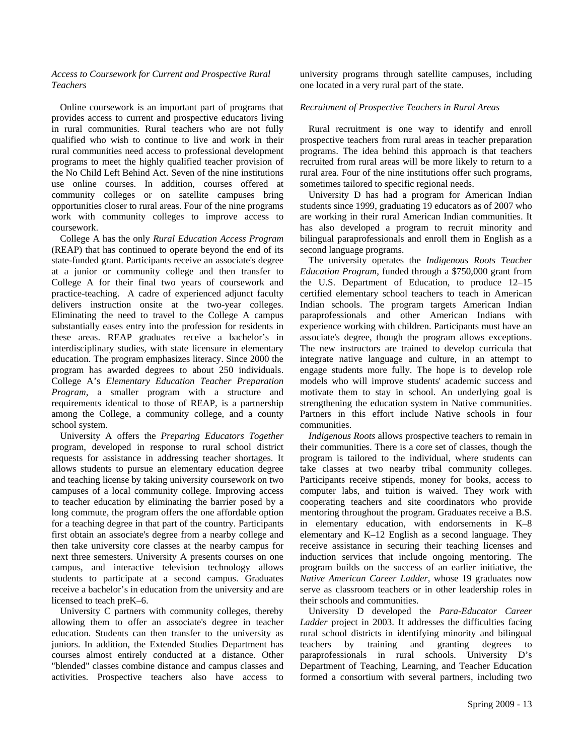*Access to Coursework for Current and Prospective Rural Teachers*

Online coursework is an important part of programs that provides access to current and prospective educators living in rural communities. Rural teachers who are not fully qualified who wish to continue to live and work in their rural communities need access to professional development programs to meet the highly qualified teacher provision of the No Child Left Behind Act. Seven of the nine institutions use online courses. In addition, courses offered at community colleges or on satellite campuses bring opportunities closer to rural areas. Four of the nine programs work with community colleges to improve access to coursework.

College A has the only *Rural Education Access Program* (REAP) that has continued to operate beyond the end of its state-funded grant. Participants receive an associate's degree at a junior or community college and then transfer to College A for their final two years of coursework and practice-teaching. A cadre of experienced adjunct faculty delivers instruction onsite at the two-year colleges. Eliminating the need to travel to the College A campus substantially eases entry into the profession for residents in these areas. REAP graduates receive a bachelor's in interdisciplinary studies, with state licensure in elementary education. The program emphasizes literacy. Since 2000 the program has awarded degrees to about 250 individuals. College A's *Elementary Education Teacher Preparation Program*, a smaller program with a structure and requirements identical to those of REAP, is a partnership among the College, a community college, and a county school system.

University A offers the *Preparing Educators Together* program, developed in response to rural school district requests for assistance in addressing teacher shortages. It allows students to pursue an elementary education degree and teaching license by taking university coursework on two campuses of a local community college. Improving access to teacher education by eliminating the barrier posed by a long commute, the program offers the one affordable option for a teaching degree in that part of the country. Participants first obtain an associate's degree from a nearby college and then take university core classes at the nearby campus for next three semesters. University A presents courses on one campus, and interactive television technology allows students to participate at a second campus. Graduates receive a bachelor's in education from the university and are licensed to teach preK–6.

University C partners with community colleges, thereby allowing them to offer an associate's degree in teacher education. Students can then transfer to the university as juniors. In addition, the Extended Studies Department has courses almost entirely conducted at a distance. Other "blended" classes combine distance and campus classes and activities. Prospective teachers also have access to university programs through satellite campuses, including one located in a very rural part of the state.

*Recruitment of Prospective Teachers in Rural Areas*

Rural recruitment is one way to identify and enroll prospective teachers from rural areas in teacher preparation programs. The idea behind this approach is that teachers recruited from rural areas will be more likely to return to a rural area. Four of the nine institutions offer such programs, sometimes tailored to specific regional needs.

University D has had a program for American Indian students since 1999, graduating 19 educators as of 2007 who are working in their rural American Indian communities. It has also developed a program to recruit minority and bilingual paraprofessionals and enroll them in English as a second language programs.

The university operates the *Indigenous Roots Teacher Education Program,* funded through a $750,000 grant from the U.S. Department of Education, to produce 12–15 certified elementary school teachers to teach in American Indian schools. The program targets American Indian paraprofessionals and other American Indians with experience working with children. Participants must have an associate's degree, though the program allows exceptions. The new instructors are trained to develop curricula that integrate native language and culture, in an attempt to engage students more fully. The hope is to develop role models who will improve students' academic success and motivate them to stay in school. An underlying goal is strengthening the education system in Native communities. Partners in this effort include Native schools in four communities.

*Indigenous Roots* allows prospective teachers to remain in their communities. There is a core set of classes, though the program is tailored to the individual, where students can take classes at two nearby tribal community colleges. Participants receive stipends, money for books, access to computer labs, and tuition is waived. They work with cooperating teachers and site coordinators who provide mentoring throughout the program. Graduates receive a B.S. in elementary education, with endorsements in K–8 elementary and K–12 English as a second language. They receive assistance in securing their teaching licenses and induction services that include ongoing mentoring. The program builds on the success of an earlier initiative, the *Native American Career Ladder*, whose 19 graduates now serve as classroom teachers or in other leadership roles in their schools and communities.

University D developed the *Para-Educator Career Ladder* project in 2003. It addresses the difficulties facing rural school districts in identifying minority and bilingual teachers by training and granting degrees to paraprofessionals in rural schools. University D's Department of Teaching, Learning, and Teacher Education formed a consortium with several partners, including two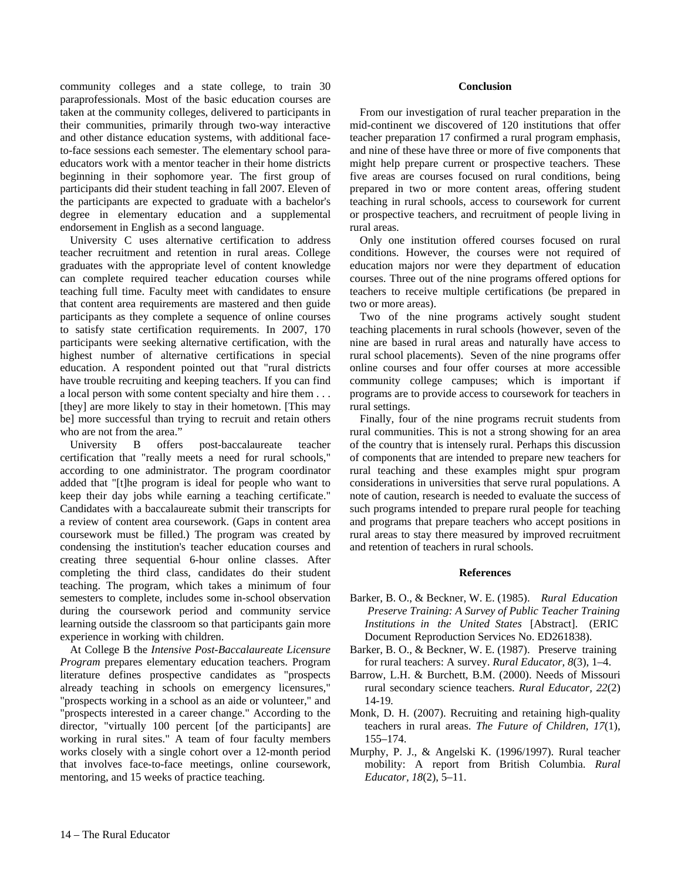community colleges and a state college, to train 30 paraprofessionals. Most of the basic education courses are taken at the community colleges, delivered to participants in their communities, primarily through two-way interactive and other distance education systems, with additional face-to-face sessions each semester. The elementary school para-educators work with a mentor teacher in their home districts beginning in their sophomore year. The first group of participants did their student teaching in fall 2007. Eleven of the participants are expected to graduate with a bachelor's degree in elementary education and a supplemental endorsement in English as a second language.

University C uses alternative certification to address teacher recruitment and retention in rural areas. College graduates with the appropriate level of content knowledge can complete required teacher education courses while teaching full time. Faculty meet with candidates to ensure that content area requirements are mastered and then guide participants as they complete a sequence of online courses to satisfy state certification requirements. In 2007, 170 participants were seeking alternative certification, with the highest number of alternative certifications in special education. A respondent pointed out that "rural districts have trouble recruiting and keeping teachers. If you can find a local person with some content specialty and hire them . . . [they] are more likely to stay in their hometown. [This may be] more successful than trying to recruit and retain others who are not from the area."

University B offers post-baccalaureate teacher certification that "really meets a need for rural schools," according to one administrator. The program coordinator added that "[t]he program is ideal for people who want to keep their day jobs while earning a teaching certificate." Candidates with a baccalaureate submit their transcripts for a review of content area coursework. (Gaps in content area coursework must be filled.) The program was created by condensing the institution's teacher education courses and creating three sequential 6-hour online classes. After completing the third class, candidates do their student teaching. The program, which takes a minimum of four semesters to complete, includes some in-school observation during the coursework period and community service learning outside the classroom so that participants gain more experience in working with children.

At College B the *Intensive Post-Baccalaureate Licensure Program* prepares elementary education teachers. Program literature defines prospective candidates as "prospects already teaching in schools on emergency licensures," "prospects working in a school as an aide or volunteer," and "prospects interested in a career change." According to the director, "virtually 100 percent [of the participants] are working in rural sites." A team of four faculty members works closely with a single cohort over a 12-month period that involves face-to-face meetings, online coursework, mentoring, and 15 weeks of practice teaching.

## Conclusion

From our investigation of rural teacher preparation in the mid-continent we discovered of 120 institutions that offer teacher preparation 17 confirmed a rural program emphasis, and nine of these have three or more of five components that might help prepare current or prospective teachers. These five areas are courses focused on rural conditions, being prepared in two or more content areas, offering student teaching in rural schools, access to coursework for current or prospective teachers, and recruitment of people living in rural areas.

Only one institution offered courses focused on rural conditions. However, the courses were not required of education majors nor were they department of education courses. Three out of the nine programs offered options for teachers to receive multiple certifications (be prepared in two or more areas).

Two of the nine programs actively sought student teaching placements in rural schools (however, seven of the nine are based in rural areas and naturally have access to rural school placements). Seven of the nine programs offer online courses and four offer courses at more accessible community college campuses; which is important if programs are to provide access to coursework for teachers in rural settings.

Finally, four of the nine programs recruit students from rural communities. This is not a strong showing for an area of the country that is intensely rural. Perhaps this discussion of components that are intended to prepare new teachers for rural teaching and these examples might spur program considerations in universities that serve rural populations. A note of caution, research is needed to evaluate the success of such programs intended to prepare rural people for teaching and programs that prepare teachers who accept positions in rural areas to stay there measured by improved recruitment and retention of teachers in rural schools.

## References

Barker, B. O., & Beckner, W. E. (1985). *Rural Education Preserve Training: A Survey of Public Teacher Training Institutions in the United States* [Abstract]. (ERIC Document Reproduction Services No. ED261838).

Barker, B. O., & Beckner, W. E. (1987). Preserve training for rural teachers: A survey. *Rural Educator, 8*(3), 1–4.

Barrow, L.H. & Burchett, B.M. (2000). Needs of Missouri rural secondary science teachers. *Rural Educator, 22*(2) 14-19.

Monk, D. H. (2007). Recruiting and retaining high-quality teachers in rural areas. *The Future of Children, 17*(1), 155–174.

Murphy, P. J., & Angelski K. (1996/1997). Rural teacher mobility: A report from British Columbia. *Rural Educator, 18*(2), 5–11.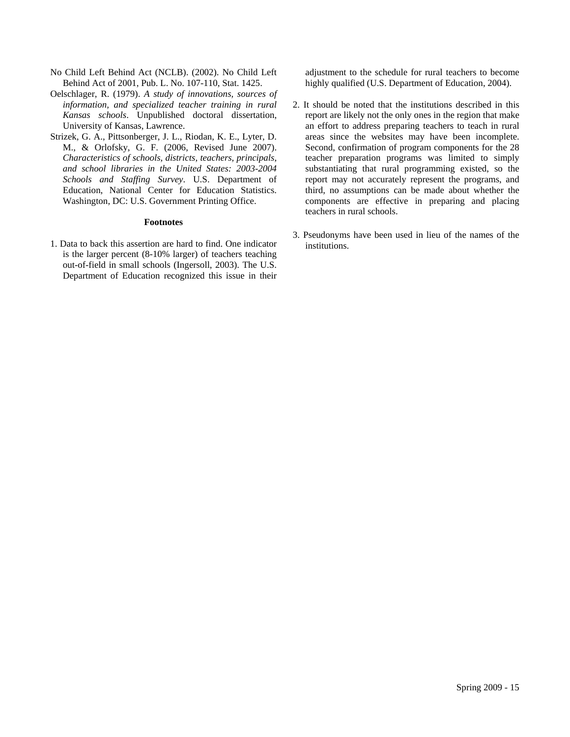No Child Left Behind Act (NCLB). (2002). No Child Left Behind Act of 2001, Pub. L. No. 107-110, Stat. 1425.

Oelschlager, R. (1979). *A study of innovations, sources of information, and specialized teacher training in rural Kansas schools*. Unpublished doctoral dissertation, University of Kansas, Lawrence.

Strizek, G. A., Pittsonberger, J. L., Riodan, K. E., Lyter, D. M., & Orlofsky, G. F. (2006, Revised June 2007). *Characteristics of schools, districts, teachers, principals, and school libraries in the United States: 2003-2004 Schools and Staffing Survey*. U.S. Department of Education, National Center for Education Statistics. Washington, DC: U.S. Government Printing Office.

**Footnotes**

1. Data to back this assertion are hard to find. One indicator is the larger percent (8-10% larger) of teachers teaching out-of-field in small schools (Ingersoll, 2003). The U.S. Department of Education recognized this issue in their adjustment to the schedule for rural teachers to become highly qualified (U.S. Department of Education, 2004).

2. It should be noted that the institutions described in this report are likely not the only ones in the region that make an effort to address preparing teachers to teach in rural areas since the websites may have been incomplete. Second, confirmation of program components for the 28 teacher preparation programs was limited to simply substantiating that rural programming existed, so the report may not accurately represent the programs, and third, no assumptions can be made about whether the components are effective in preparing and placing teachers in rural schools.

3. Pseudonyms have been used in lieu of the names of the institutions.